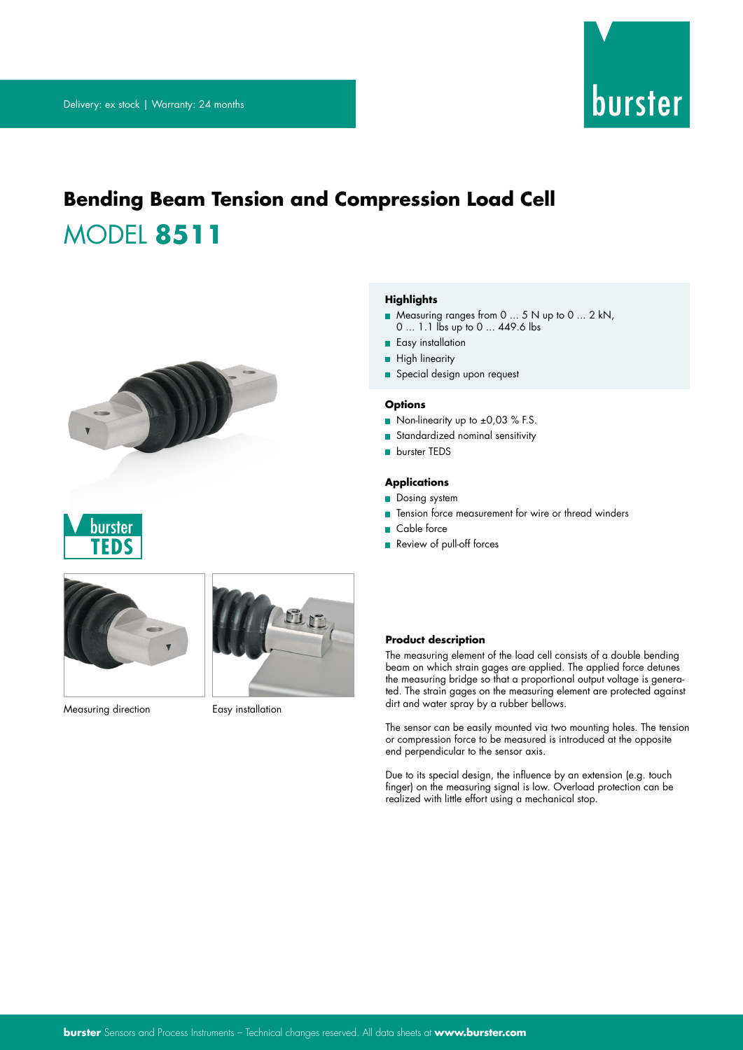Delivery: ex stock | Warranty: 24 months

# Bending Beam Tension and Compression Load Cell

## MODEL **8511**

### Highlights

- Measuring ranges from 0 ... 5 N up to 0 ... 2 kN, 0 ... 1.1 lbs up to 0 ... 449.6 lbs
- Easy installation
- High linearity
- Special design upon request

### Options

- Non-linearity up to ±0,03 % F.S.
- Standardized nominal sensitivity
- burster TEDS

### Applications

- Dosing system
- Tension force measurement for wire or thread winders
- Cable force
- Review of pull-off forces

Measuring direction

Easy installation

### Product description

The measuring element of the load cell consists of a double bending beam on which strain gages are applied. The applied force detunes the measuring bridge so that a proportional output voltage is generated. The strain gages on the measuring element are protected against dirt and water spray by a rubber bellows.

The sensor can be easily mounted via two mounting holes. The tension or compression force to be measured is introduced at the opposite end perpendicular to the sensor axis.

Due to its special design, the influence by an extension (e.g. touch finger) on the measuring signal is low. Overload protection can be realized with little effort using a mechanical stop.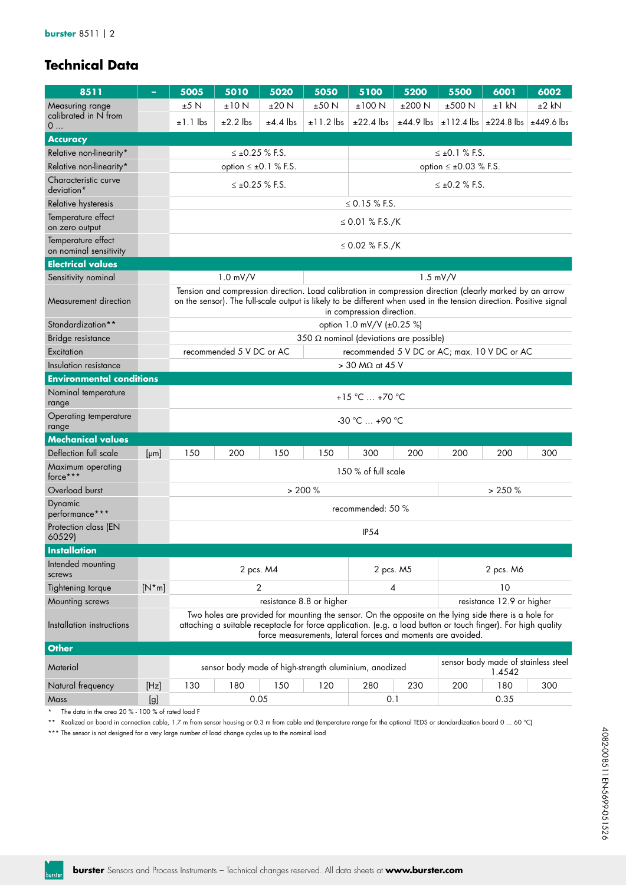## Technical Data

| 8511 | - | 5005 | 5010 | 5020 | 5050 | 5100 | 5200 | 5500 | 6001 | 6002 |
|---|---|---|---|---|---|---|---|---|---|---|
| Measuring range calibrated in N from 0 ... | | ±5 N | ±10 N | ±20 N | ±50 N | ±100 N | ±200 N | ±500 N | ±1 kN | ±2 kN |
| | | ±1.1 lbs | ±2.2 lbs | ±4.4 lbs | ±11.2 lbs | ±22.4 lbs | ±44.9 lbs | ±112.4 lbs | ±224.8 lbs | ±449.6 lbs |
| **Accuracy** | | | | | | | | | | |
| Relative non-linearity* | | ≤ ±0.25 % F.S. | | | | ≤ ±0.1 % F.S. | | | | |
| Relative non-linearity* | | option ≤ ±0.1 % F.S. | | | | option ≤ ±0.03 % F.S. | | | | |
| Characteristic curve deviation* | | ≤ ±0.25 % F.S. | | | | ≤ ±0.2 % F.S. | | | | |
| Relative hysteresis | | ≤ 0.15 % F.S. | | | | | | | | |
| Temperature effect on zero output | | ≤ 0.01 % F.S./K | | | | | | | | |
| Temperature effect on nominal sensitivity | | ≤ 0.02 % F.S./K | | | | | | | | |
| **Electrical values** | | | | | | | | | | |
| Sensitivity nominal | | 1.0 mV/V | | 1.5 mV/V | | | | | | |
| Measurement direction | | Tension and compression direction. Load calibration in compression direction (clearly marked by an arrow on the sensor). The full-scale output is likely to be different when used in the tension direction. Positive signal in compression direction. | | | | | | | | |
| Standardization** | | option 1.0 mV/V (±0.25 %) | | | | | | | | |
| Bridge resistance | | 350 Ω nominal (deviations are possible) | | | | | | | | |
| Excitation | | recommended 5 V DC or AC | | recommended 5 V DC or AC; max. 10 V DC or AC | | | | | | |
| Insulation resistance | | > 30 MΩ at 45 V | | | | | | | | |
| **Environmental conditions** | | | | | | | | | | |
| Nominal temperature range | | +15 °C ... +70 °C | | | | | | | | |
| Operating temperature range | | -30 °C ... +90 °C | | | | | | | | |
| **Mechanical values** | | | | | | | | | | |
| Deflection full scale | [μm] | 150 | 200 | 150 | 150 | 300 | 200 | 200 | 200 | 300 |
| Maximum operating force*** | | 150 % of full scale | | | | | | | | |
| Overload burst | | > 200 % | | | | | | > 250 % | | |
| Dynamic performance*** | | recommended: 50 % | | | | | | | | |
| Protection class (EN 60529) | | IP54 | | | | | | | | |
| **Installation** | | | | | | | | | | |
| Intended mounting screws | | 2 pcs. M4 | | | | 2 pcs. M5 | | 2 pcs. M6 | | |
| Tightening torque | [N*m] | 2 | | | | 4 | | 10 | | |
| Mounting screws | | resistance 8.8 or higher | | | | | | resistance 12.9 or higher | | |
| Installation instructions | | Two holes are provided for mounting the sensor. On the opposite on the lying side there is a hole for attaching a suitable receptacle for force application. (e.g. a load button or touch finger). For high quality force measurements, lateral forces and moments are avoided. | | | | | | | | |
| **Other** | | | | | | | | | | |
| Material | | sensor body made of high-strength aluminium, anodized | | | | | | sensor body made of stainless steel 1.4542 | | |
| Natural frequency | [Hz] | 130 | 180 | 150 | 120 | 280 | 230 | 200 | 180 | 300 |
| Mass | [g] | 0.05 | | | | 0.1 | | 0.35 | | |

\* The data in the area 20 % - 100 % of rated load F

** Realized on board in connection cable, 1.7 m from sensor housing or 0.3 m from cable end (temperature range for the optional TEDS or standardization board 0 ... 60 °C)

*** The sensor is not designed for a very large number of load change cycles up to the nominal load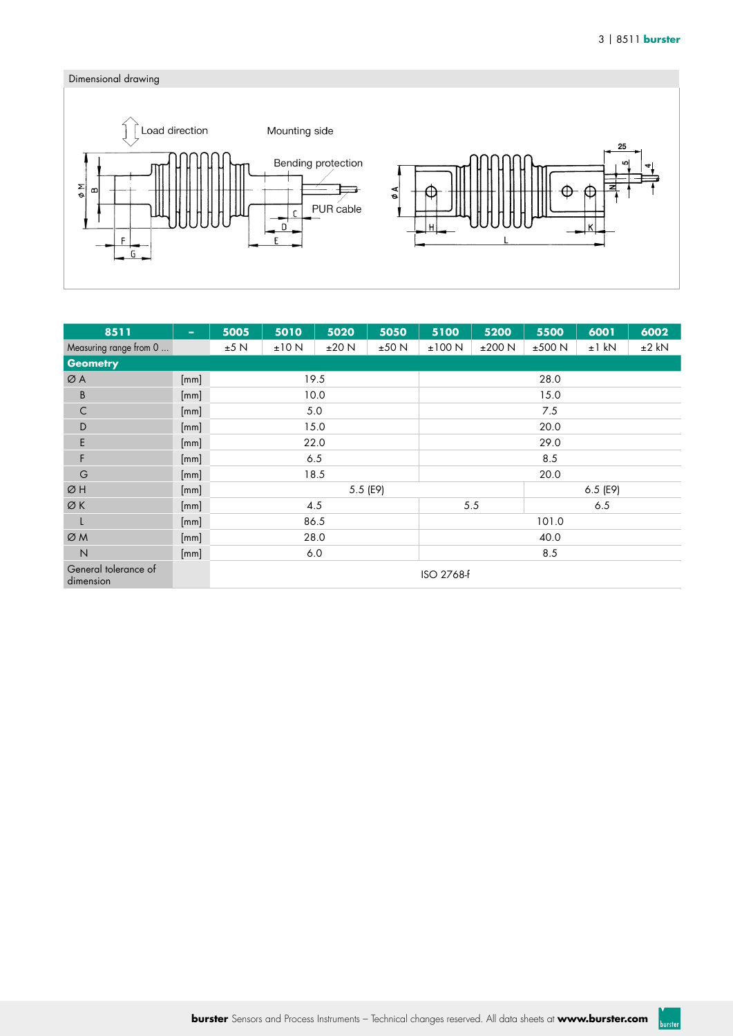## Dimensional drawing

Load direction

Mounting side

Bending protection

PUR cable

| 8511 | – | 5005 | 5010 | 5020 | 5050 | 5100 | 5200 | 5500 | 6001 | 6002 |
|---|---|---|---|---|---|---|---|---|---|---|
| Measuring range from 0 ... | | ±5 N | ±10 N | ±20 N | ±50 N | ±100 N | ±200 N | ±500 N | ±1 kN | ±2 kN |
| **Geometry** | | | | | | | | | | |
| Ø A | [mm] | 19.5 | | | | 28.0 | | | | |
| B | [mm] | 10.0 | | | | 15.0 | | | | |
| C | [mm] | 5.0 | | | | 7.5 | | | | |
| D | [mm] | 15.0 | | | | 20.0 | | | | |
| E | [mm] | 22.0 | | | | 29.0 | | | | |
| F | [mm] | 6.5 | | | | 8.5 | | | | |
| G | [mm] | 18.5 | | | | 20.0 | | | | |
| Ø H | [mm] | 5.5 (E9) | | | | | | 6.5 (E9) | | |
| Ø K | [mm] | 4.5 | | | | 5.5 | | 6.5 | | |
| L | [mm] | 86.5 | | | | 101.0 | | | | |
| Ø M | [mm] | 28.0 | | | | 40.0 | | | | |
| N | [mm] | 6.0 | | | | 8.5 | | | | |
| General tolerance of dimension | | ISO 2768-f | | | | | | | | |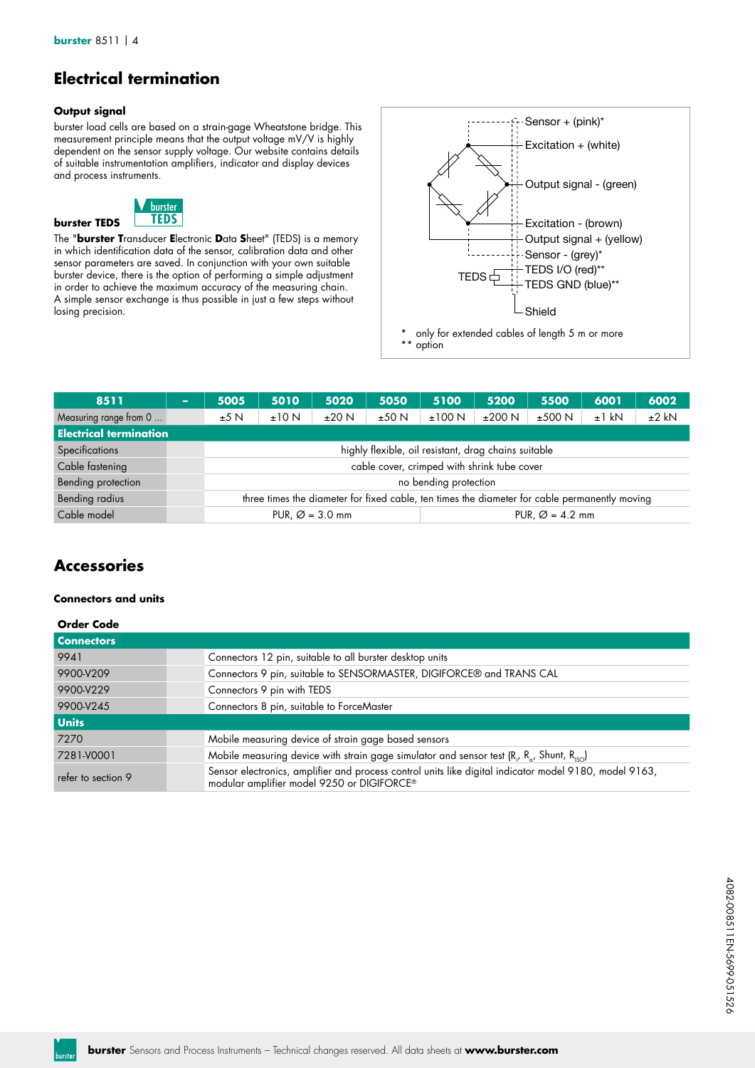# Electrical termination

### Output signal

burster load cells are based on a strain-gage Wheatstone bridge. This measurement principle means that the output voltage mV/V is highly dependent on the sensor supply voltage. Our website contains details of suitable instrumentation amplifiers, indicator and display devices and process instruments.

### burster TEDS

The "**burster T**ransducer **E**lectronic **D**ata **S**heet" (TEDS) is a memory in which identification data of the sensor, calibration data and other sensor parameters are saved. In conjunction with your own suitable burster device, there is the option of performing a simple adjustment in order to achieve the maximum accuracy of the measuring chain. A simple sensor exchange is thus possible in just a few steps without losing precision.

- Sensor + (pink)*
- Excitation + (white)
- Output signal - (green)
- Excitation - (brown)
- Output signal + (yellow)
- Sensor - (grey)*
- TEDS I/O (red)**
- TEDS GND (blue)**
- Shield

\* only for extended cables of length 5 m or more
\*\* option

| 8511 | - | 5005 | 5010 | 5020 | 5050 | 5100 | 5200 | 5500 | 6001 | 6002 |
|---|---|---|---|---|---|---|---|---|---|---|
| Measuring range from 0 ... | | ±5 N | ±10 N | ±20 N | ±50 N | ±100 N | ±200 N | ±500 N | ±1 kN | ±2 kN |
| **Electrical termination** | | | | | | | | | | |
| Specifications | | highly flexible, oil resistant, drag chains suitable | | | | | | | | |
| Cable fastening | | cable cover, crimped with shrink tube cover | | | | | | | | |
| Bending protection | | no bending protection | | | | | | | | |
| Bending radius | | three times the diameter for fixed cable, ten times the diameter for cable permanently moving | | | | | | | | |
| Cable model | | PUR, Ø = 3.0 mm | | | | PUR, Ø = 4.2 mm | | | | |

# Accessories

### Connectors and units

| Order Code | | |
|---|---|---|
| **Connectors** | | |
| 9941 | | Connectors 12 pin, suitable to all burster desktop units |
| 9900-V209 | | Connectors 9 pin, suitable to SENSORMASTER, DIGIFORCE® and TRANS CAL |
| 9900-V229 | | Connectors 9 pin with TEDS |
| 9900-V245 | | Connectors 8 pin, suitable to ForceMaster |
| **Units** | | |
| 7270 | | Mobile measuring device of strain gage based sensors |
| 7281-V0001 | | Mobile measuring device with strain gage simulator and sensor test ($R_i$, $R_a$, Shunt, $R_{ISO}$) |
| refer to section 9 | | Sensor electronics, amplifier and process control units like digital indicator model 9180, model 9163, modular amplifier model 9250 or DIGIFORCE® |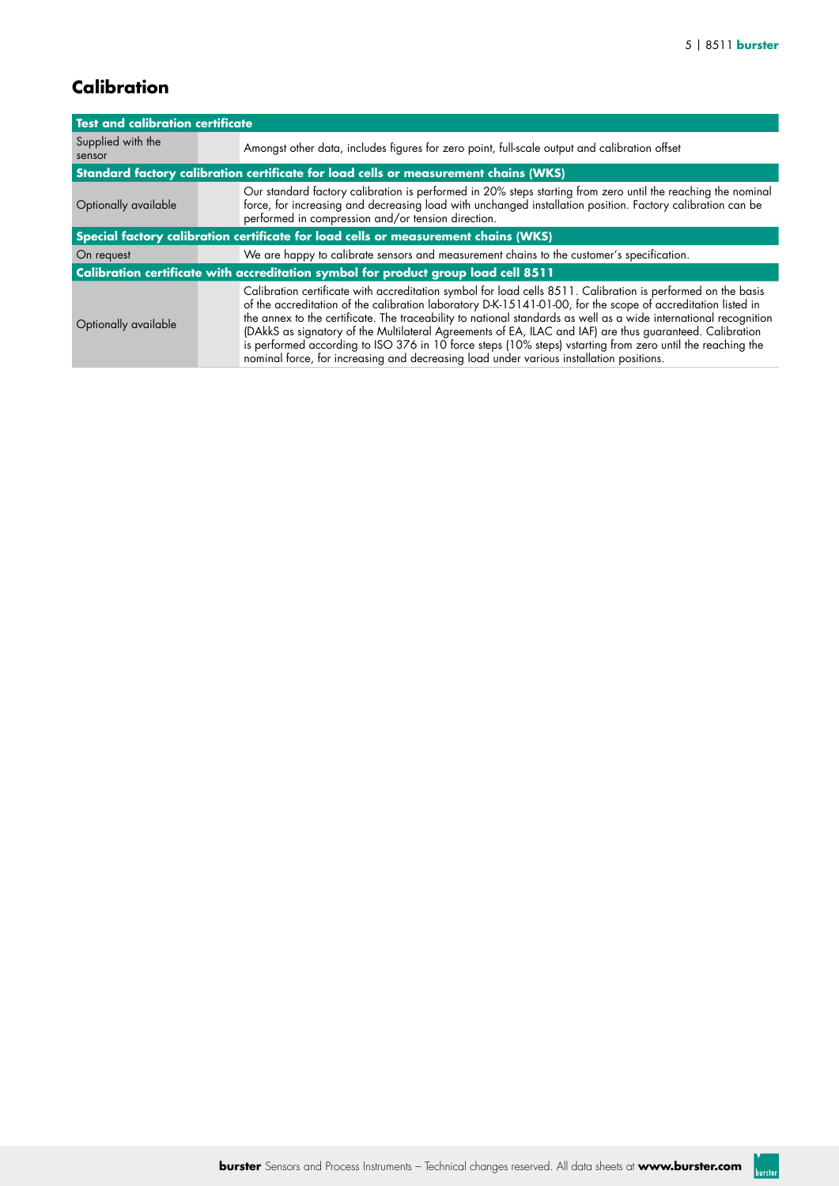## Calibration

| Test and calibration certificate | |
|---|---|
| Supplied with the sensor | Amongst other data, includes figures for zero point, full-scale output and calibration offset |
| **Standard factory calibration certificate for load cells or measurement chains (WKS)** | |
| Optionally available | Our standard factory calibration is performed in 20% steps starting from zero until the reaching the nominal force, for increasing and decreasing load with unchanged installation position. Factory calibration can be performed in compression and/or tension direction. |
| **Special factory calibration certificate for load cells or measurement chains (WKS)** | |
| On request | We are happy to calibrate sensors and measurement chains to the customer's specification. |
| **Calibration certificate with accreditation symbol for product group load cell 8511** | |
| Optionally available | Calibration certificate with accreditation symbol for load cells 8511. Calibration is performed on the basis of the accreditation of the calibration laboratory D-K-15141-01-00, for the scope of accreditation listed in the annex to the certificate. The traceability to national standards as well as a wide international recognition (DAkkS as signatory of the Multilateral Agreements of EA, ILAC and IAF) are thus guaranteed. Calibration is performed according to ISO 376 in 10 force steps (10% steps) vstarting from zero until the reaching the nominal force, for increasing and decreasing load under various installation positions. |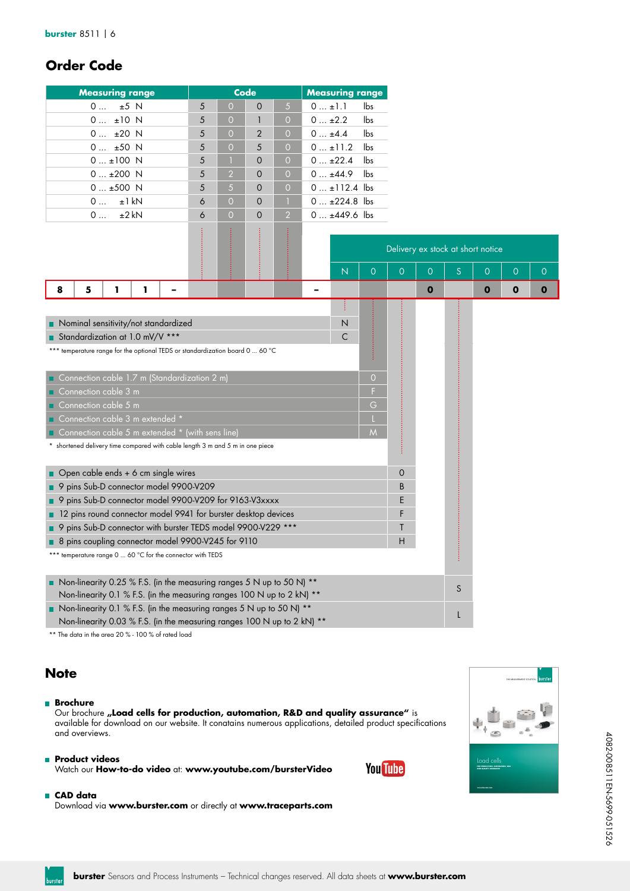## Order Code

| Measuring range | Code | | | | Measuring range |
|---|---|---|---|---|---|
| 0 … ±5 N | 5 | 0 | 0 | 5 | 0 … ±1.1 lbs |
| 0 … ±10 N | 5 | 0 | 1 | 0 | 0 … ±2.2 lbs |
| 0 … ±20 N | 5 | 0 | 2 | 0 | 0 … ±4.4 lbs |
| 0 … ±50 N | 5 | 0 | 5 | 0 | 0 … ±11.2 lbs |
| 0 … ±100 N | 5 | 1 | 0 | 0 | 0 … ±22.4 lbs |
| 0 … ±200 N | 5 | 2 | 0 | 0 | 0 … ±44.9 lbs |
| 0 … ±500 N | 5 | 5 | 0 | 0 | 0 … ±112.4 lbs |
| 0 … ±1 kN | 6 | 0 | 0 | 1 | 0 … ±224.8 lbs |
| 0 … ±2 kN | 6 | 0 | 0 | 2 | 0 … ±449.6 lbs |

Delivery ex stock at short notice: N 0 0 0 S 0 0 0

**8 5 1 1 – _ _ _ _ – _ _ _ 0 _ 0 0 0**

| Option | Code |
|---|---|
| Nominal sensitivity/not standardized | N |
| Standardization at 1.0 mV/V *** | C |

*** temperature range for the optional TEDS or standardization board 0 … 60 °C

| Option | Code |
|---|---|
| Connection cable 1.7 m (Standardization 2 m) | 0 |
| Connection cable 3 m | F |
| Connection cable 5 m | G |
| Connection cable 3 m extended * | L |
| Connection cable 5 m extended * (with sens line) | M |

* shortened delivery time compared with cable length 3 m and 5 m in one piece

| Option | Code |
|---|---|
| Open cable ends + 6 cm single wires | 0 |
| 9 pins Sub-D connector model 9900-V209 | B |
| 9 pins Sub-D connector model 9900-V209 for 9163-V3xxxx | E |
| 12 pins round connector model 9941 for burster desktop devices | F |
| 9 pins Sub-D connector with burster TEDS model 9900-V229 *** | T |
| 8 pins coupling connector model 9900-V245 for 9110 | H |

*** temperature range 0 … 60 °C for the connector with TEDS

| Option | Code |
|---|---|
| Non-linearity 0.25 % F.S. (in the measuring ranges 5 N up to 50 N) **<br>Non-linearity 0.1 % F.S. (in the measuring ranges 100 N up to 2 kN) ** | S |
| Non-linearity 0.1 % F.S. (in the measuring ranges 5 N up to 50 N) **<br>Non-linearity 0.03 % F.S. (in the measuring ranges 100 N up to 2 kN) ** | L |

** The data in the area 20 % - 100 % of rated load

## Note

- **Brochure**
  Our brochure **„Load cells for production, automation, R&D and quality assurance"** is available for download on our website. It conatains numerous applications, detailed product specifications and overviews.

- **Product videos**
  Watch our **How-to-do video** at: **www.youtube.com/bursterVideo**

- **CAD data**
  Download via **www.burster.com** or directly at **www.traceparts.com**

4082-008511EN-5699-051526